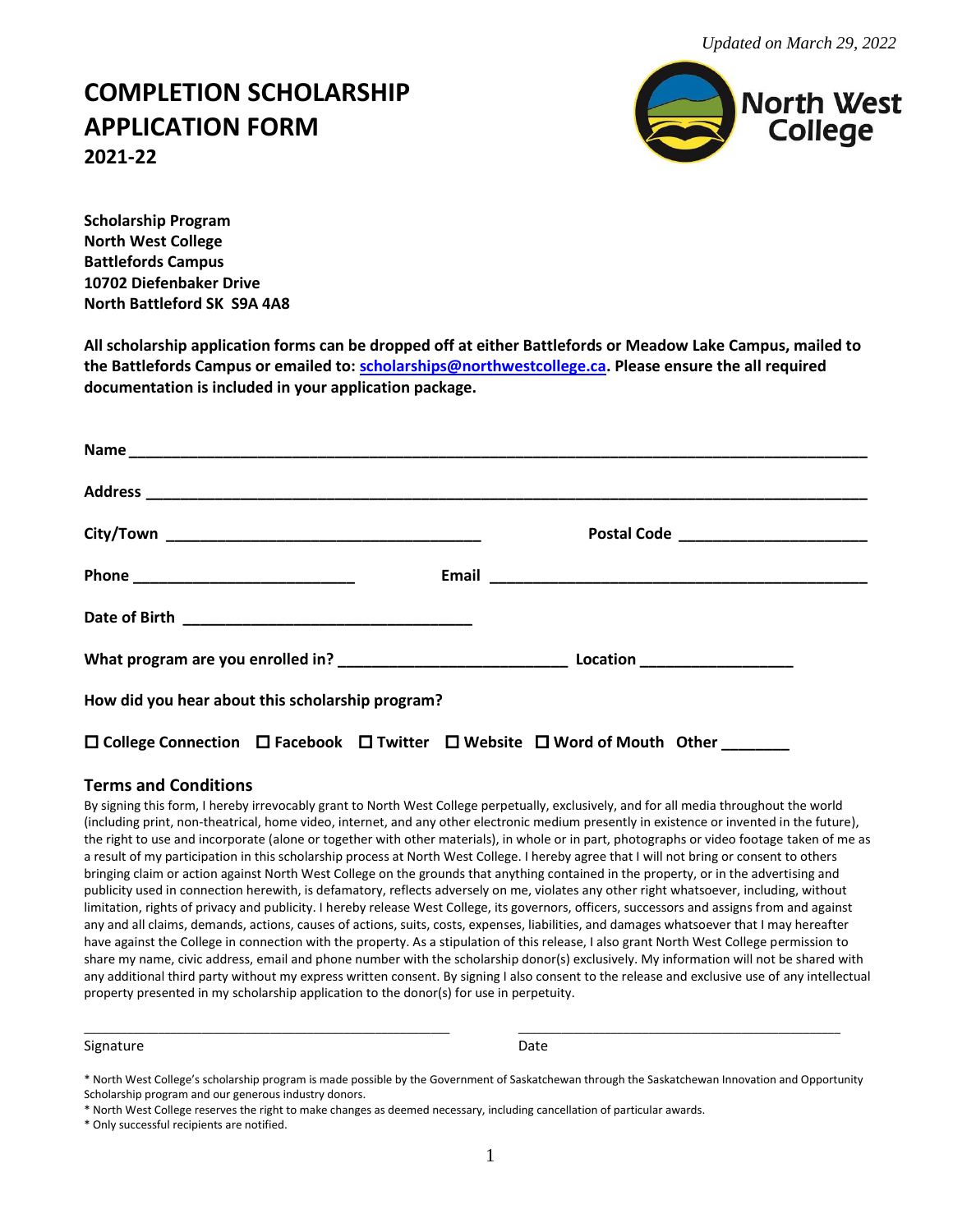*Updated on March 29, 2022*

# COMPLETION SCHOLARSHIP APPLICATION FORM
## 2021-22

North West College

**Scholarship Program**
**North West College**
**Battlefords Campus**
**10702 Diefenbaker Drive**
**North Battleford SK S9A 4A8**

**All scholarship application forms can be dropped off at either Battlefords or Meadow Lake Campus, mailed to the Battlefords Campus or emailed to: scholarships@northwestcollege.ca. Please ensure the all required documentation is included in your application package.**

**Name** ______________________________________________________________________________

**Address** ____________________________________________________________________________

**City/Town** ___________________________________ **Postal Code** _____________________

**Phone** _________________________ **Email** ____________________________________________

**Date of Birth** _________________________________

**What program are you enrolled in?** __________________________ **Location** _________________

**How did you hear about this scholarship program?**

☐ **College Connection** ☐ **Facebook** ☐ **Twitter** ☐ **Website** ☐ **Word of Mouth** **Other** ________

### Terms and Conditions

By signing this form, I hereby irrevocably grant to North West College perpetually, exclusively, and for all media throughout the world (including print, non-theatrical, home video, internet, and any other electronic medium presently in existence or invented in the future), the right to use and incorporate (alone or together with other materials), in whole or in part, photographs or video footage taken of me as a result of my participation in this scholarship process at North West College. I hereby agree that I will not bring or consent to others bringing claim or action against North West College on the grounds that anything contained in the property, or in the advertising and publicity used in connection herewith, is defamatory, reflects adversely on me, violates any other right whatsoever, including, without limitation, rights of privacy and publicity. I hereby release West College, its governors, officers, successors and assigns from and against any and all claims, demands, actions, causes of actions, suits, costs, expenses, liabilities, and damages whatsoever that I may hereafter have against the College in connection with the property. As a stipulation of this release, I also grant North West College permission to share my name, civic address, email and phone number with the scholarship donor(s) exclusively. My information will not be shared with any additional third party without my express written consent. By signing I also consent to the release and exclusive use of any intellectual property presented in my scholarship application to the donor(s) for use in perpetuity.

_____________________________________________ _____________________________________________

Signature Date

* North West College's scholarship program is made possible by the Government of Saskatchewan through the Saskatchewan Innovation and Opportunity Scholarship program and our generous industry donors.
* North West College reserves the right to make changes as deemed necessary, including cancellation of particular awards.
* Only successful recipients are notified.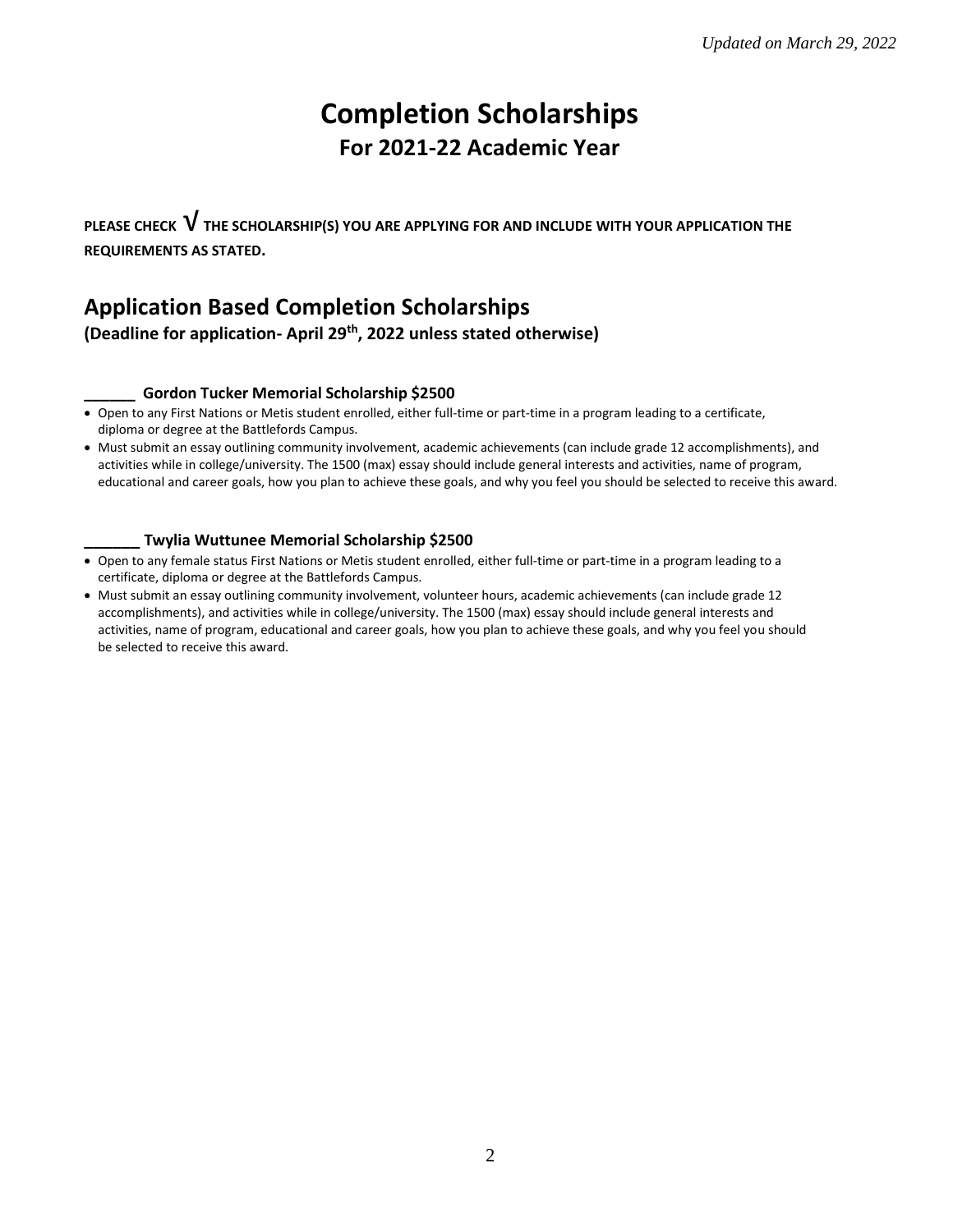# Completion Scholarships

## For 2021-22 Academic Year

**PLEASE CHECK √ THE SCHOLARSHIP(S) YOU ARE APPLYING FOR AND INCLUDE WITH YOUR APPLICATION THE REQUIREMENTS AS STATED.**

## Application Based Completion Scholarships

**(Deadline for application- April 29th, 2022 unless stated otherwise)**

**______ Gordon Tucker Memorial Scholarship $2500**

- Open to any First Nations or Metis student enrolled, either full-time or part-time in a program leading to a certificate, diploma or degree at the Battlefords Campus.
- Must submit an essay outlining community involvement, academic achievements (can include grade 12 accomplishments), and activities while in college/university. The 1500 (max) essay should include general interests and activities, name of program, educational and career goals, how you plan to achieve these goals, and why you feel you should be selected to receive this award.

**_______ Twylia Wuttunee Memorial Scholarship $2500**

- Open to any female status First Nations or Metis student enrolled, either full-time or part-time in a program leading to a certificate, diploma or degree at the Battlefords Campus.
- Must submit an essay outlining community involvement, volunteer hours, academic achievements (can include grade 12 accomplishments), and activities while in college/university. The 1500 (max) essay should include general interests and activities, name of program, educational and career goals, how you plan to achieve these goals, and why you feel you should be selected to receive this award.